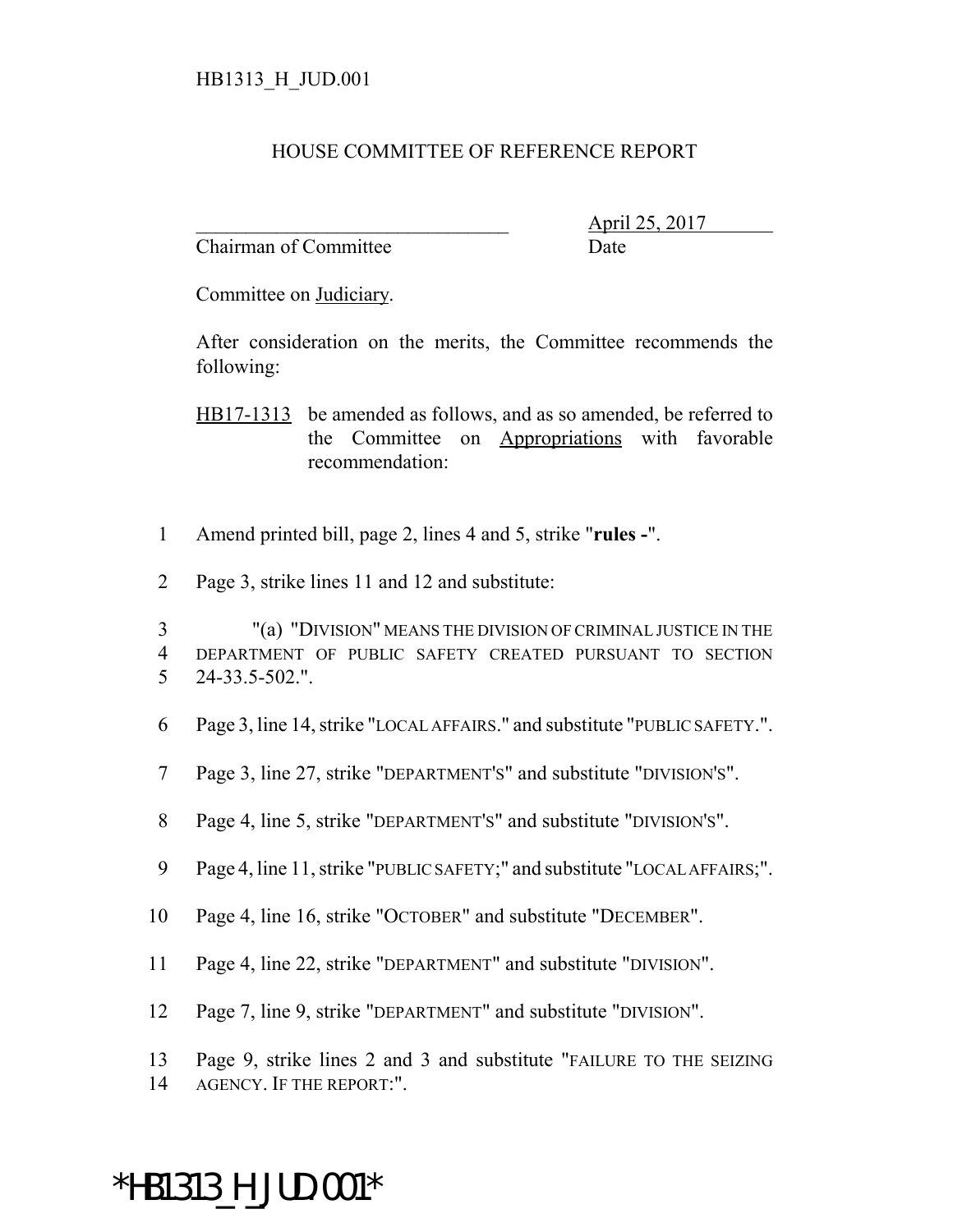HB1313_H_JUD.001

# HOUSE COMMITTEE OF REFERENCE REPORT

_______________________________ April 25, 2017
Chairman of Committee Date

Committee on Judiciary.

After consideration on the merits, the Committee recommends the following:

HB17-1313 be amended as follows, and as so amended, be referred to the Committee on Appropriations with favorable recommendation:

1 Amend printed bill, page 2, lines 4 and 5, strike "**rules -**".

2 Page 3, strike lines 11 and 12 and substitute:

3 "(a) "DIVISION" MEANS THE DIVISION OF CRIMINAL JUSTICE IN THE
4 DEPARTMENT OF PUBLIC SAFETY CREATED PURSUANT TO SECTION
5 24-33.5-502.".

6 Page 3, line 14, strike "LOCAL AFFAIRS." and substitute "PUBLIC SAFETY.".

7 Page 3, line 27, strike "DEPARTMENT'S" and substitute "DIVISION'S".

8 Page 4, line 5, strike "DEPARTMENT'S" and substitute "DIVISION'S".

9 Page 4, line 11, strike "PUBLIC SAFETY;" and substitute "LOCAL AFFAIRS;".

10 Page 4, line 16, strike "OCTOBER" and substitute "DECEMBER".

11 Page 4, line 22, strike "DEPARTMENT" and substitute "DIVISION".

12 Page 7, line 9, strike "DEPARTMENT" and substitute "DIVISION".

13 Page 9, strike lines 2 and 3 and substitute "FAILURE TO THE SEIZING
14 AGENCY. IF THE REPORT:".

*HB1313_H_JUD.001*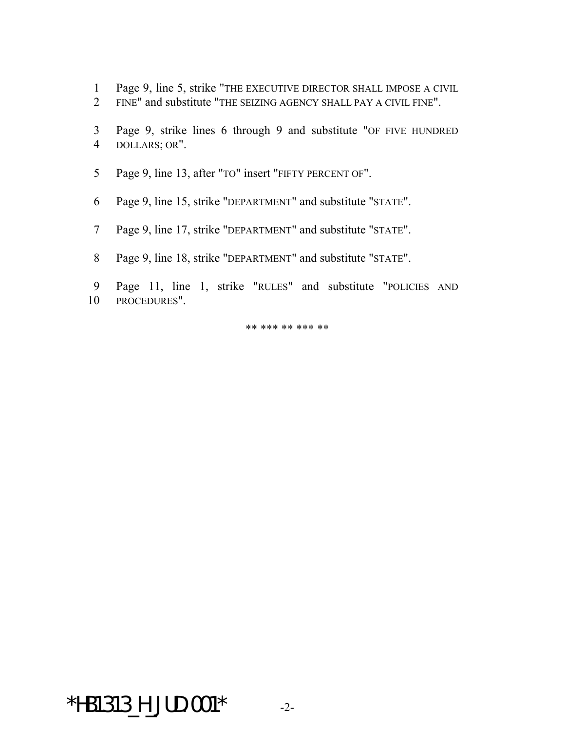1 Page 9, line 5, strike "THE EXECUTIVE DIRECTOR SHALL IMPOSE A CIVIL
2 FINE" and substitute "THE SEIZING AGENCY SHALL PAY A CIVIL FINE".

3 Page 9, strike lines 6 through 9 and substitute "OF FIVE HUNDRED
4 DOLLARS; OR".

5 Page 9, line 13, after "TO" insert "FIFTY PERCENT OF".

6 Page 9, line 15, strike "DEPARTMENT" and substitute "STATE".

7 Page 9, line 17, strike "DEPARTMENT" and substitute "STATE".

8 Page 9, line 18, strike "DEPARTMENT" and substitute "STATE".

9 Page 11, line 1, strike "RULES" and substitute "POLICIES AND
10 PROCEDURES".

** *** ** *** **

*HB1313_H_JUD.001*